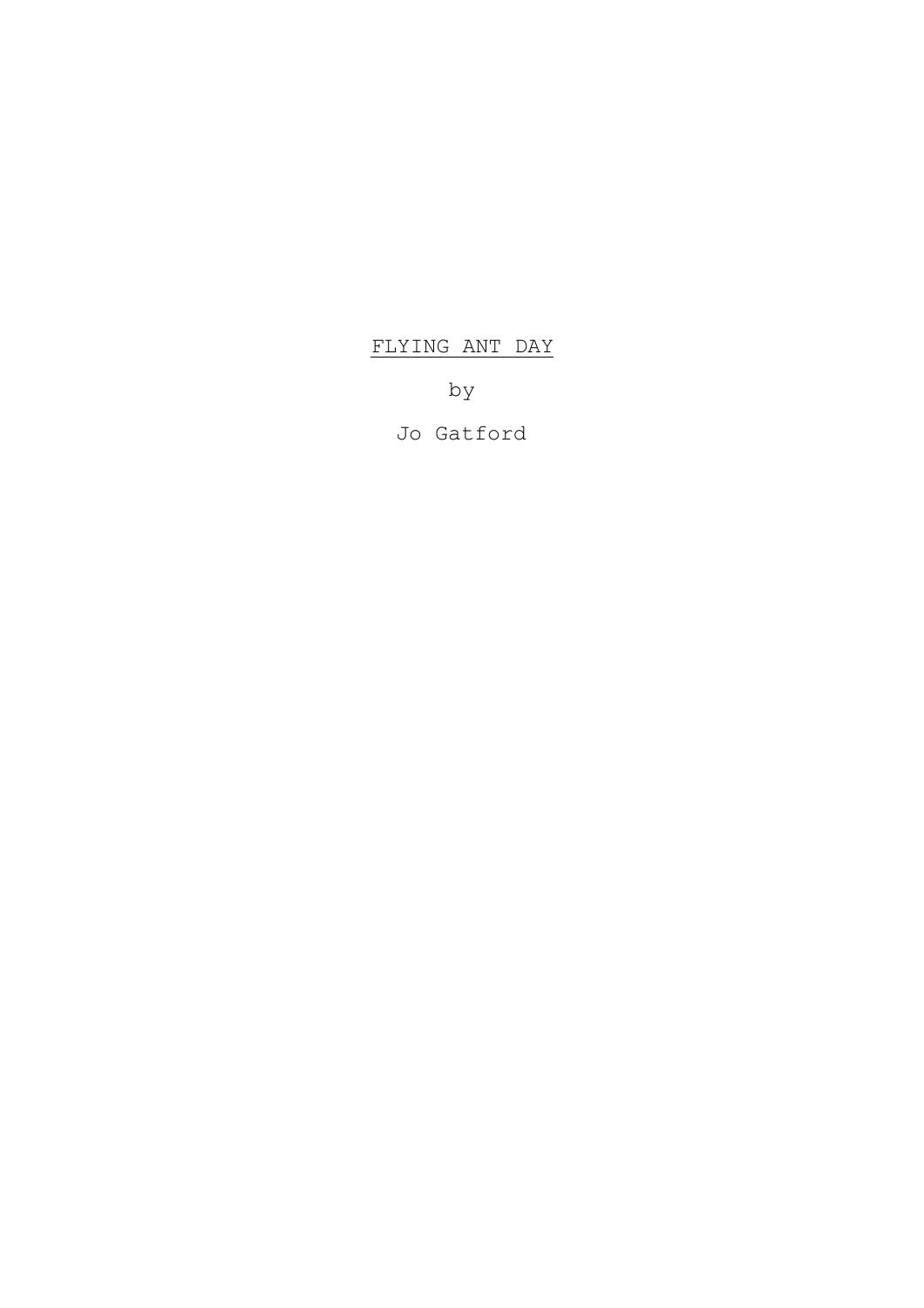# FLYING ANT DAY

by

Jo Gatford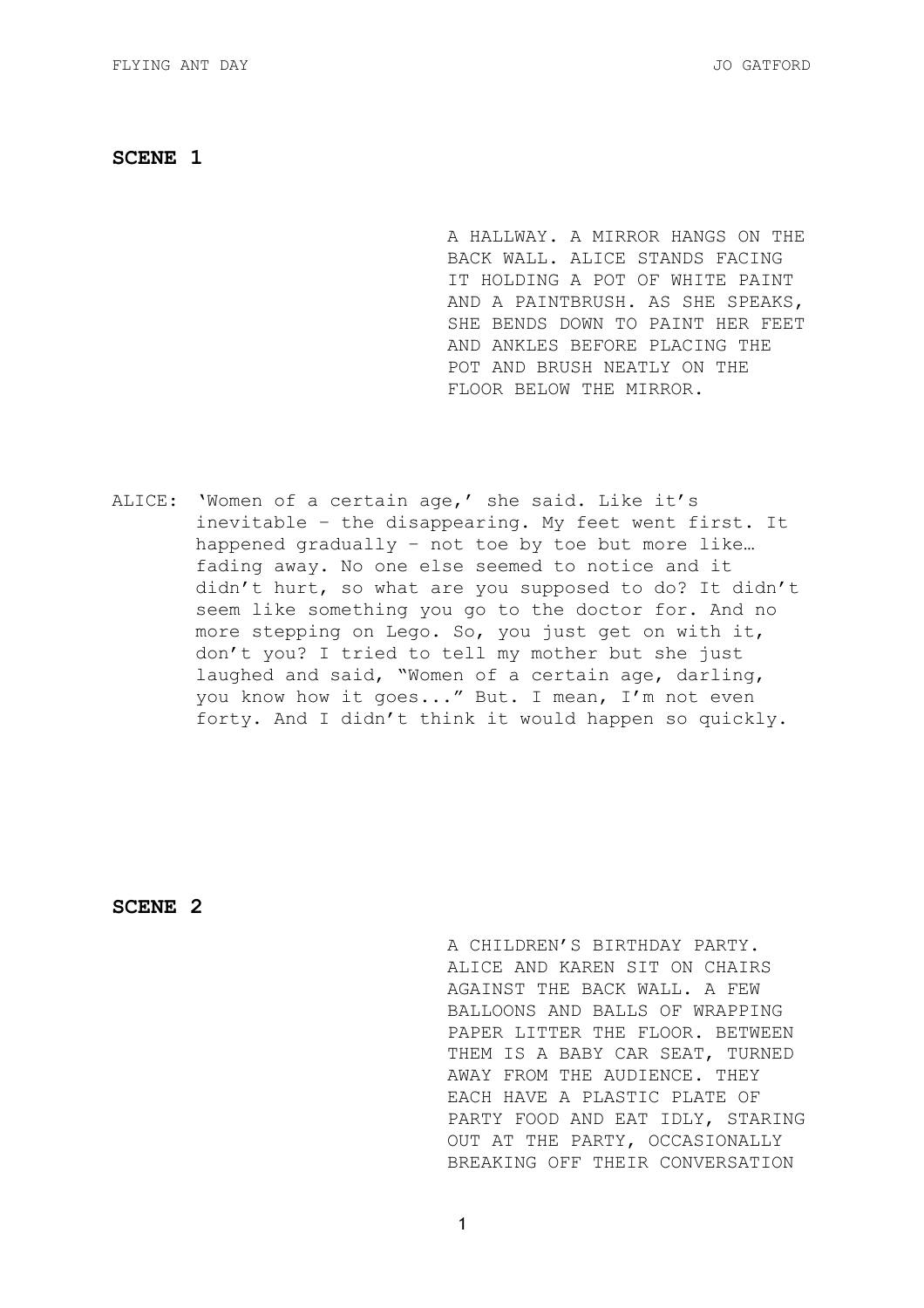## SCENE 1

A HALLWAY. A MIRROR HANGS ON THE BACK WALL. ALICE STANDS FACING IT HOLDING A POT OF WHITE PAINT AND A PAINTBRUSH. AS SHE SPEAKS, SHE BENDS DOWN TO PAINT HER FEET AND ANKLES BEFORE PLACING THE POT AND BRUSH NEATLY ON THE FLOOR BELOW THE MIRROR.

ALICE: 'Women of a certain age,' she said. Like it's inevitable – the disappearing. My feet went first. It happened gradually – not toe by toe but more like… fading away. No one else seemed to notice and it didn't hurt, so what are you supposed to do? It didn't seem like something you go to the doctor for. And no more stepping on Lego. So, you just get on with it, don't you? I tried to tell my mother but she just laughed and said, "Women of a certain age, darling, you know how it goes..." But. I mean, I'm not even forty. And I didn't think it would happen so quickly.

## SCENE 2

A CHILDREN'S BIRTHDAY PARTY. ALICE AND KAREN SIT ON CHAIRS AGAINST THE BACK WALL. A FEW BALLOONS AND BALLS OF WRAPPING PAPER LITTER THE FLOOR. BETWEEN THEM IS A BABY CAR SEAT, TURNED AWAY FROM THE AUDIENCE. THEY EACH HAVE A PLASTIC PLATE OF PARTY FOOD AND EAT IDLY, STARING OUT AT THE PARTY, OCCASIONALLY BREAKING OFF THEIR CONVERSATION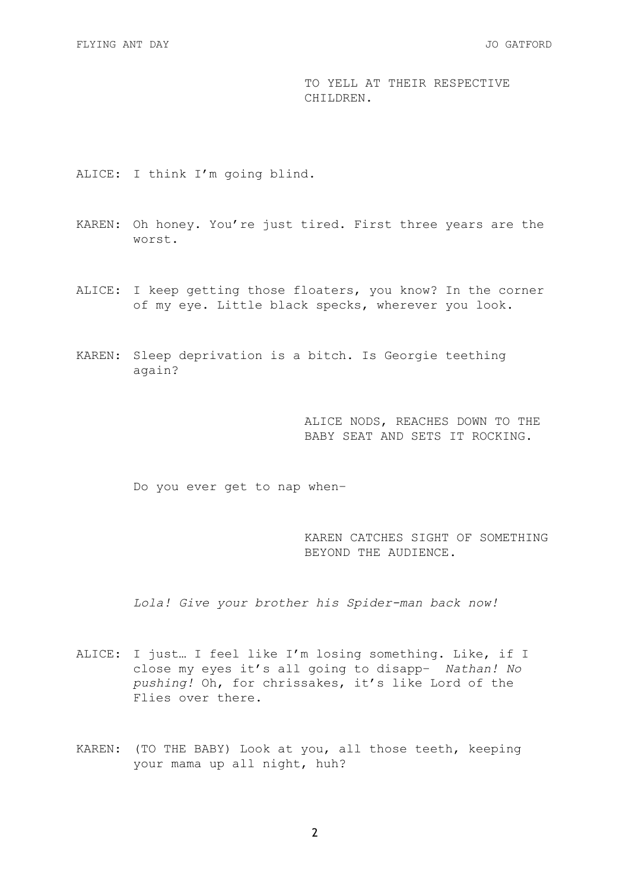TO YELL AT THEIR RESPECTIVE CHILDREN.

ALICE: I think I'm going blind.

KAREN: Oh honey. You're just tired. First three years are the worst.

ALICE: I keep getting those floaters, you know? In the corner of my eye. Little black specks, wherever you look.

KAREN: Sleep deprivation is a bitch. Is Georgie teething again?

ALICE NODS, REACHES DOWN TO THE BABY SEAT AND SETS IT ROCKING.

Do you ever get to nap when–

KAREN CATCHES SIGHT OF SOMETHING BEYOND THE AUDIENCE.

*Lola! Give your brother his Spider-man back now!*

ALICE: I just… I feel like I'm losing something. Like, if I close my eyes it's all going to disapp– *Nathan! No pushing!* Oh, for chrissakes, it's like Lord of the Flies over there.

KAREN: (TO THE BABY) Look at you, all those teeth, keeping your mama up all night, huh?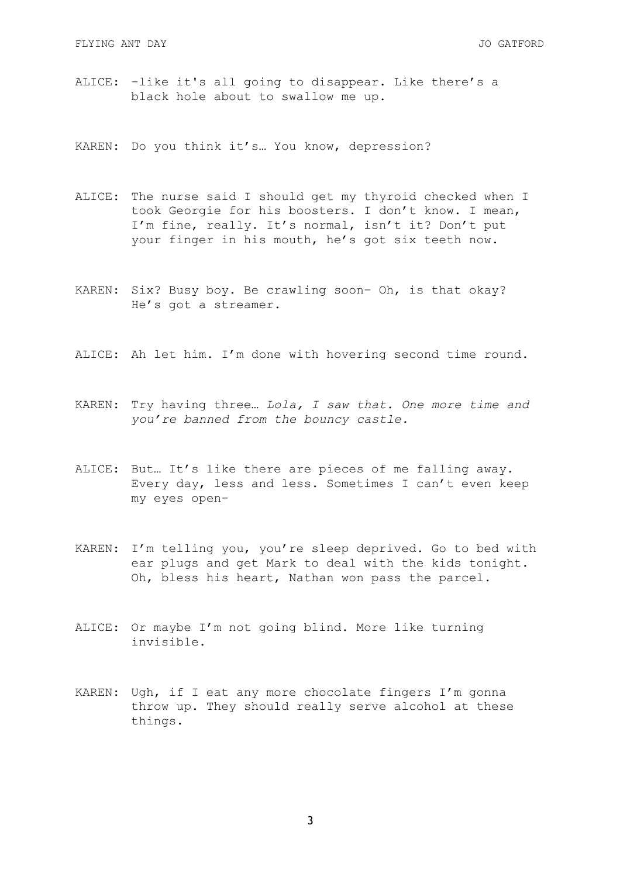ALICE: -like it's all going to disappear. Like there's a black hole about to swallow me up.

KAREN: Do you think it's… You know, depression?

ALICE: The nurse said I should get my thyroid checked when I took Georgie for his boosters. I don't know. I mean, I'm fine, really. It's normal, isn't it? Don't put your finger in his mouth, he's got six teeth now.

KAREN: Six? Busy boy. Be crawling soon- Oh, is that okay? He's got a streamer.

ALICE: Ah let him. I'm done with hovering second time round.

KAREN: Try having three… *Lola, I saw that. One more time and you're banned from the bouncy castle.*

ALICE: But… It's like there are pieces of me falling away. Every day, less and less. Sometimes I can't even keep my eyes open-

KAREN: I'm telling you, you're sleep deprived. Go to bed with ear plugs and get Mark to deal with the kids tonight. Oh, bless his heart, Nathan won pass the parcel.

ALICE: Or maybe I'm not going blind. More like turning invisible.

KAREN: Ugh, if I eat any more chocolate fingers I'm gonna throw up. They should really serve alcohol at these things.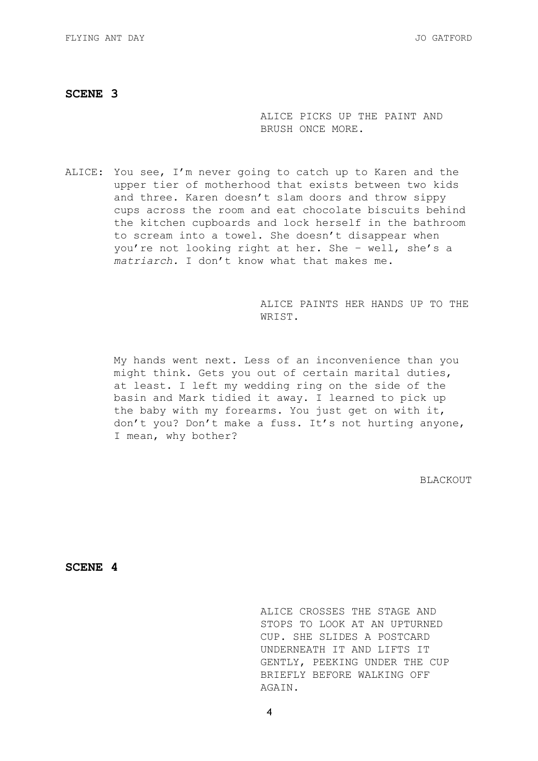## SCENE 3

ALICE PICKS UP THE PAINT AND BRUSH ONCE MORE.

ALICE: You see, I'm never going to catch up to Karen and the upper tier of motherhood that exists between two kids and three. Karen doesn't slam doors and throw sippy cups across the room and eat chocolate biscuits behind the kitchen cupboards and lock herself in the bathroom to scream into a towel. She doesn't disappear when you're not looking right at her. She – well, she's a *matriarch.* I don't know what that makes me.

ALICE PAINTS HER HANDS UP TO THE WRIST.

My hands went next. Less of an inconvenience than you might think. Gets you out of certain marital duties, at least. I left my wedding ring on the side of the basin and Mark tidied it away. I learned to pick up the baby with my forearms. You just get on with it, don't you? Don't make a fuss. It's not hurting anyone, I mean, why bother?

BLACKOUT

## SCENE 4

ALICE CROSSES THE STAGE AND STOPS TO LOOK AT AN UPTURNED CUP. SHE SLIDES A POSTCARD UNDERNEATH IT AND LIFTS IT GENTLY, PEEKING UNDER THE CUP BRIEFLY BEFORE WALKING OFF AGAIN.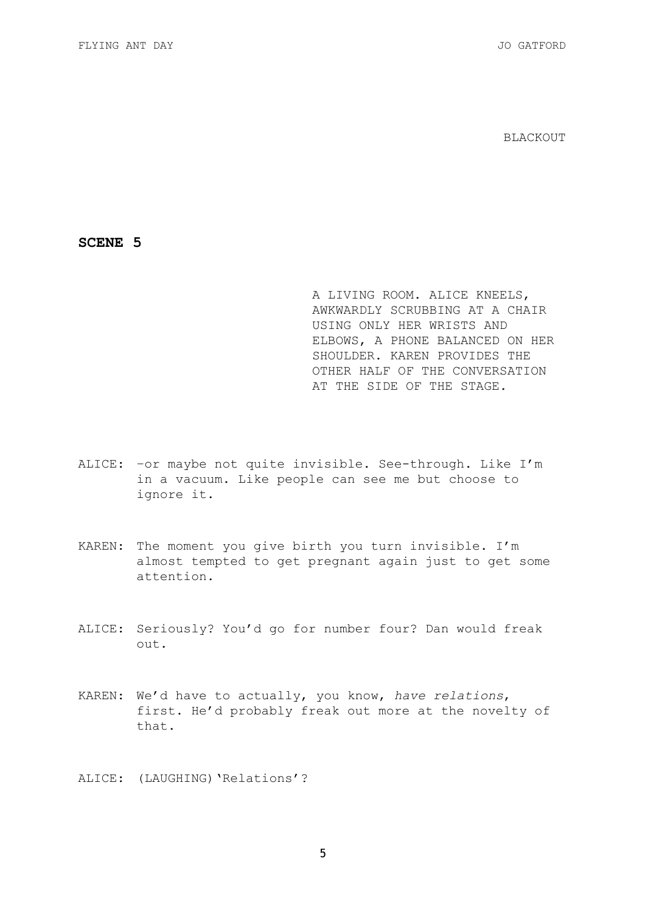BLACKOUT

**SCENE 5**

A LIVING ROOM. ALICE KNEELS, AWKWARDLY SCRUBBING AT A CHAIR USING ONLY HER WRISTS AND ELBOWS, A PHONE BALANCED ON HER SHOULDER. KAREN PROVIDES THE OTHER HALF OF THE CONVERSATION AT THE SIDE OF THE STAGE.

ALICE: –or maybe not quite invisible. See-through. Like I'm in a vacuum. Like people can see me but choose to ignore it.

KAREN: The moment you give birth you turn invisible. I'm almost tempted to get pregnant again just to get some attention.

ALICE: Seriously? You'd go for number four? Dan would freak out.

KAREN: We'd have to actually, you know, *have relations*, first. He'd probably freak out more at the novelty of that.

ALICE: (LAUGHING) 'Relations'?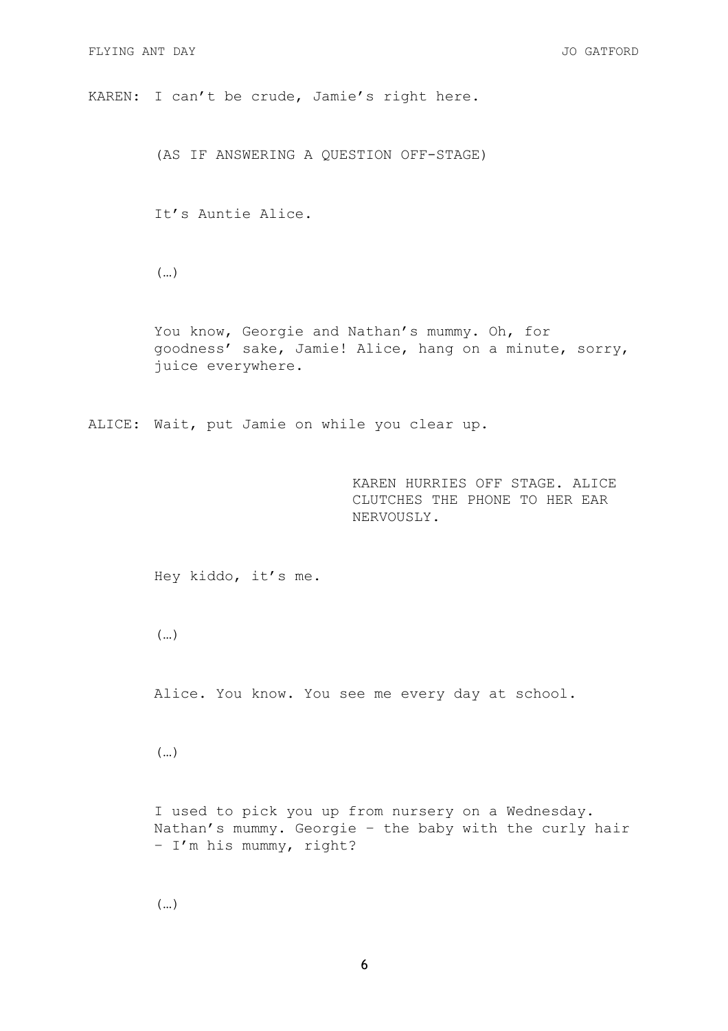KAREN: I can't be crude, Jamie's right here.

(AS IF ANSWERING A QUESTION OFF-STAGE)

It's Auntie Alice.

(…)

You know, Georgie and Nathan's mummy. Oh, for goodness' sake, Jamie! Alice, hang on a minute, sorry, juice everywhere.

ALICE: Wait, put Jamie on while you clear up.

KAREN HURRIES OFF STAGE. ALICE CLUTCHES THE PHONE TO HER EAR NERVOUSLY.

Hey kiddo, it's me.

(…)

Alice. You know. You see me every day at school.

(…)

I used to pick you up from nursery on a Wednesday. Nathan's mummy. Georgie – the baby with the curly hair – I'm his mummy, right?

(…)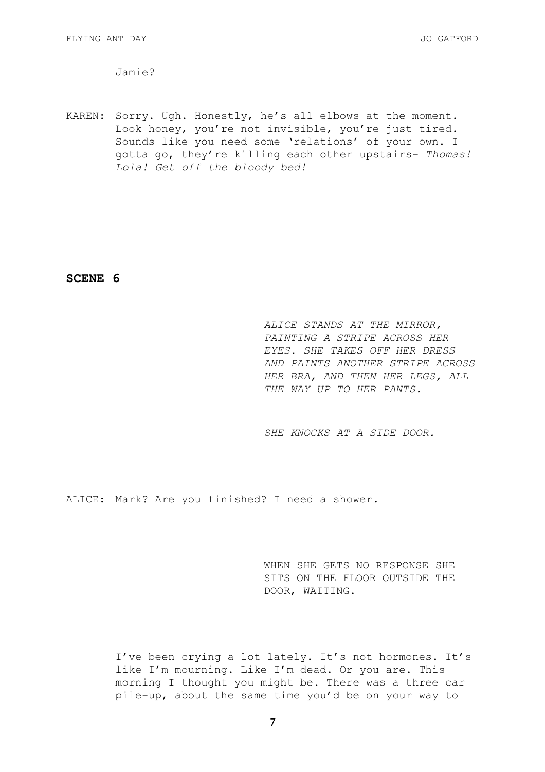Jamie?

KAREN: Sorry. Ugh. Honestly, he's all elbows at the moment. Look honey, you're not invisible, you're just tired. Sounds like you need some 'relations' of your own. I gotta go, they're killing each other upstairs- *Thomas! Lola! Get off the bloody bed!*

**SCENE 6**

*ALICE STANDS AT THE MIRROR, PAINTING A STRIPE ACROSS HER EYES. SHE TAKES OFF HER DRESS AND PAINTS ANOTHER STRIPE ACROSS HER BRA, AND THEN HER LEGS, ALL THE WAY UP TO HER PANTS.*

*SHE KNOCKS AT A SIDE DOOR.*

ALICE: Mark? Are you finished? I need a shower.

WHEN SHE GETS NO RESPONSE SHE SITS ON THE FLOOR OUTSIDE THE DOOR, WAITING.

I've been crying a lot lately. It's not hormones. It's like I'm mourning. Like I'm dead. Or you are. This morning I thought you might be. There was a three car pile-up, about the same time you'd be on your way to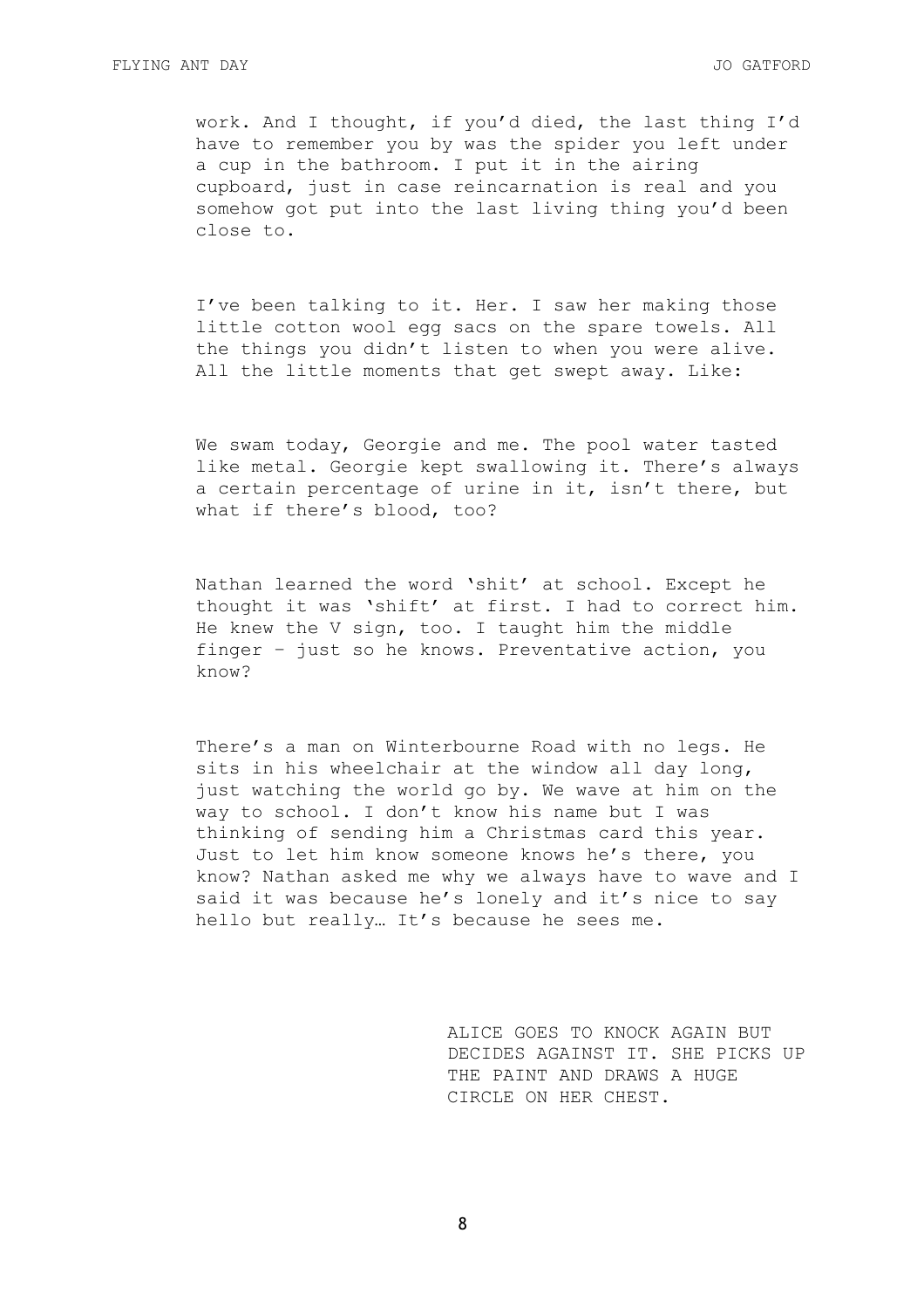work. And I thought, if you'd died, the last thing I'd have to remember you by was the spider you left under a cup in the bathroom. I put it in the airing cupboard, just in case reincarnation is real and you somehow got put into the last living thing you'd been close to.

I've been talking to it. Her. I saw her making those little cotton wool egg sacs on the spare towels. All the things you didn't listen to when you were alive. All the little moments that get swept away. Like:

We swam today, Georgie and me. The pool water tasted like metal. Georgie kept swallowing it. There's always a certain percentage of urine in it, isn't there, but what if there's blood, too?

Nathan learned the word 'shit' at school. Except he thought it was 'shift' at first. I had to correct him. He knew the V sign, too. I taught him the middle finger – just so he knows. Preventative action, you know?

There's a man on Winterbourne Road with no legs. He sits in his wheelchair at the window all day long, just watching the world go by. We wave at him on the way to school. I don't know his name but I was thinking of sending him a Christmas card this year. Just to let him know someone knows he's there, you know? Nathan asked me why we always have to wave and I said it was because he's lonely and it's nice to say hello but really… It's because he sees me.

ALICE GOES TO KNOCK AGAIN BUT DECIDES AGAINST IT. SHE PICKS UP THE PAINT AND DRAWS A HUGE CIRCLE ON HER CHEST.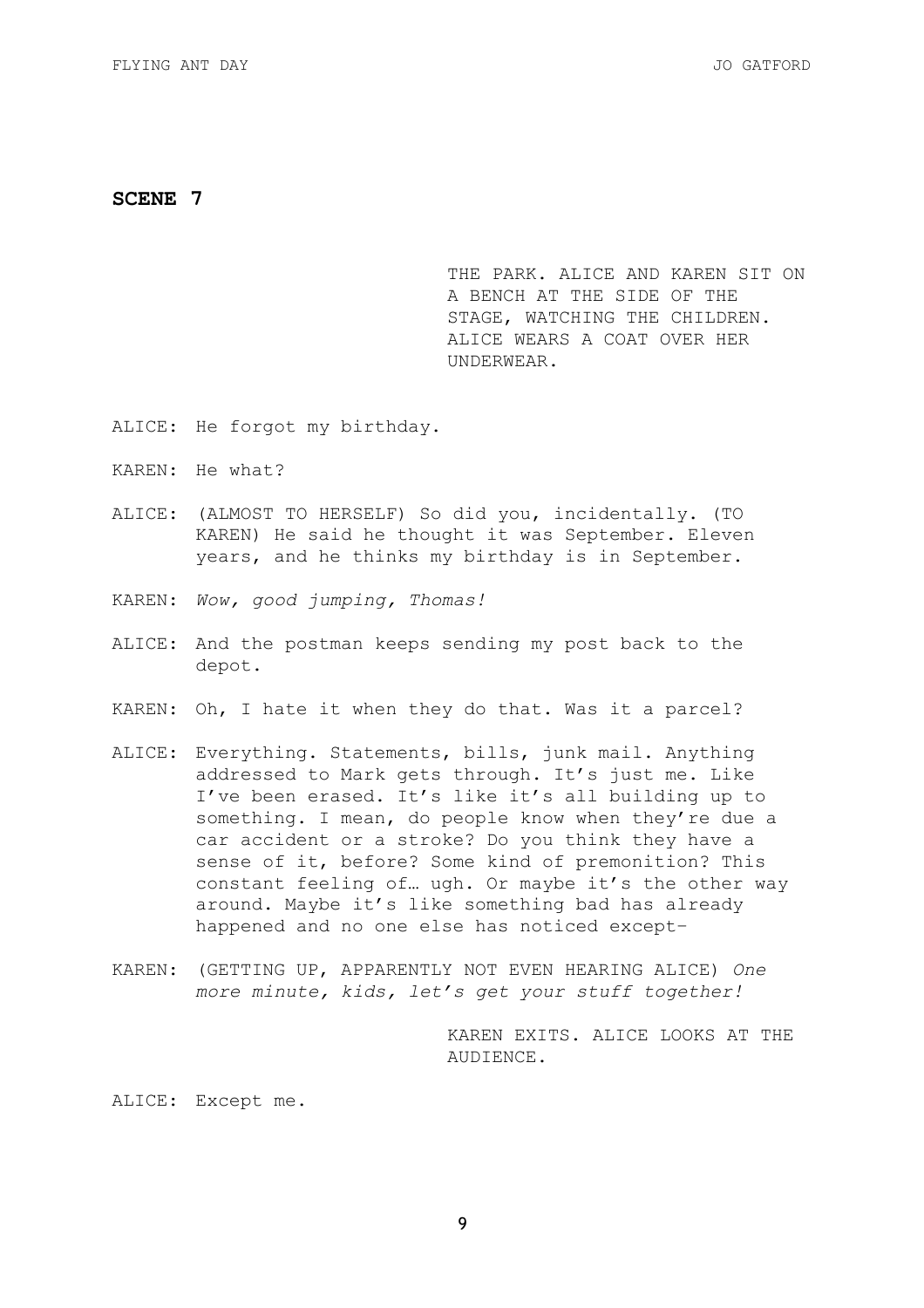**SCENE 7**

THE PARK. ALICE AND KAREN SIT ON A BENCH AT THE SIDE OF THE STAGE, WATCHING THE CHILDREN. ALICE WEARS A COAT OVER HER UNDERWEAR.

ALICE: He forgot my birthday.

KAREN: He what?

ALICE: (ALMOST TO HERSELF) So did you, incidentally. (TO KAREN) He said he thought it was September. Eleven years, and he thinks my birthday is in September.

KAREN: *Wow, good jumping, Thomas!*

ALICE: And the postman keeps sending my post back to the depot.

KAREN: Oh, I hate it when they do that. Was it a parcel?

ALICE: Everything. Statements, bills, junk mail. Anything addressed to Mark gets through. It's just me. Like I've been erased. It's like it's all building up to something. I mean, do people know when they're due a car accident or a stroke? Do you think they have a sense of it, before? Some kind of premonition? This constant feeling of… ugh. Or maybe it's the other way around. Maybe it's like something bad has already happened and no one else has noticed except–

KAREN: (GETTING UP, APPARENTLY NOT EVEN HEARING ALICE) *One more minute, kids, let's get your stuff together!*

KAREN EXITS. ALICE LOOKS AT THE AUDIENCE.

ALICE: Except me.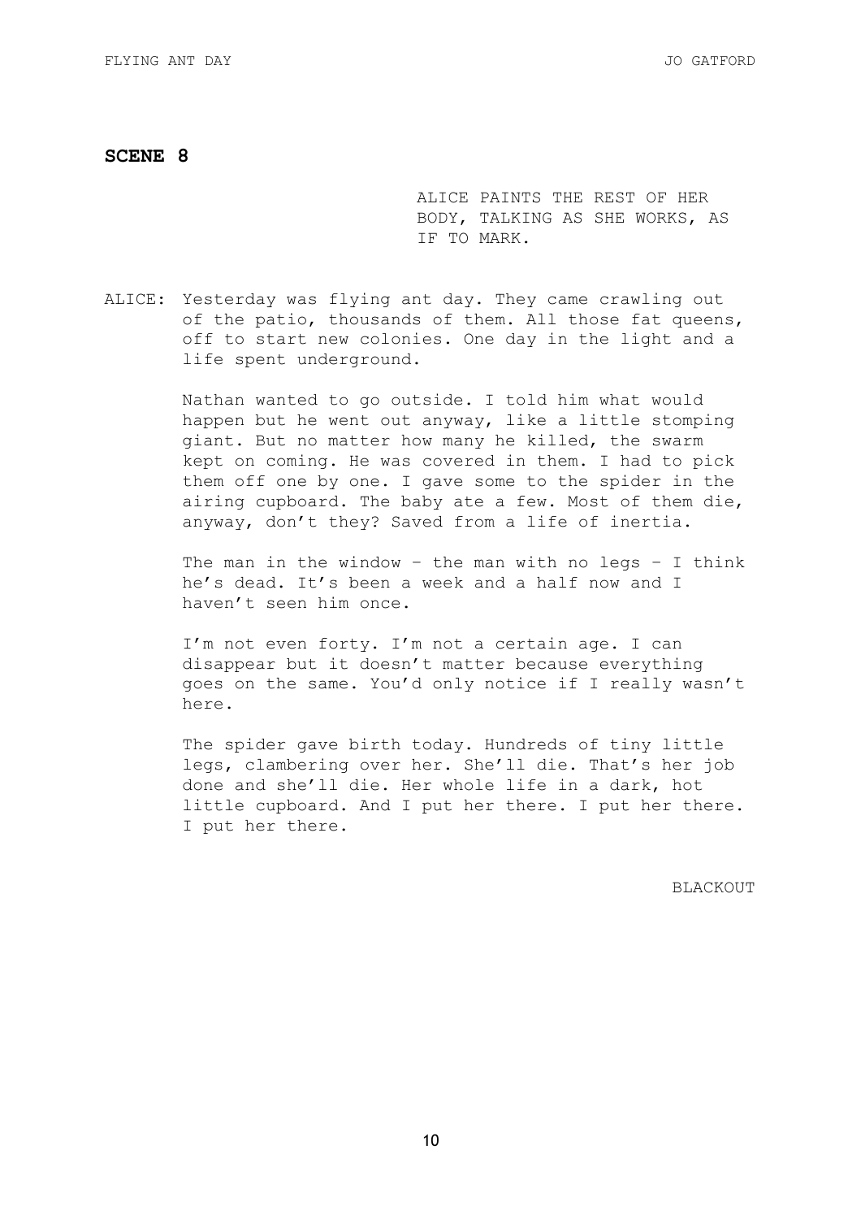## SCENE 8

ALICE PAINTS THE REST OF HER BODY, TALKING AS SHE WORKS, AS IF TO MARK.

ALICE: Yesterday was flying ant day. They came crawling out of the patio, thousands of them. All those fat queens, off to start new colonies. One day in the light and a life spent underground.

Nathan wanted to go outside. I told him what would happen but he went out anyway, like a little stomping giant. But no matter how many he killed, the swarm kept on coming. He was covered in them. I had to pick them off one by one. I gave some to the spider in the airing cupboard. The baby ate a few. Most of them die, anyway, don't they? Saved from a life of inertia.

The man in the window – the man with no legs – I think he's dead. It's been a week and a half now and I haven't seen him once.

I'm not even forty. I'm not a certain age. I can disappear but it doesn't matter because everything goes on the same. You'd only notice if I really wasn't here.

The spider gave birth today. Hundreds of tiny little legs, clambering over her. She'll die. That's her job done and she'll die. Her whole life in a dark, hot little cupboard. And I put her there. I put her there. I put her there.

BLACKOUT